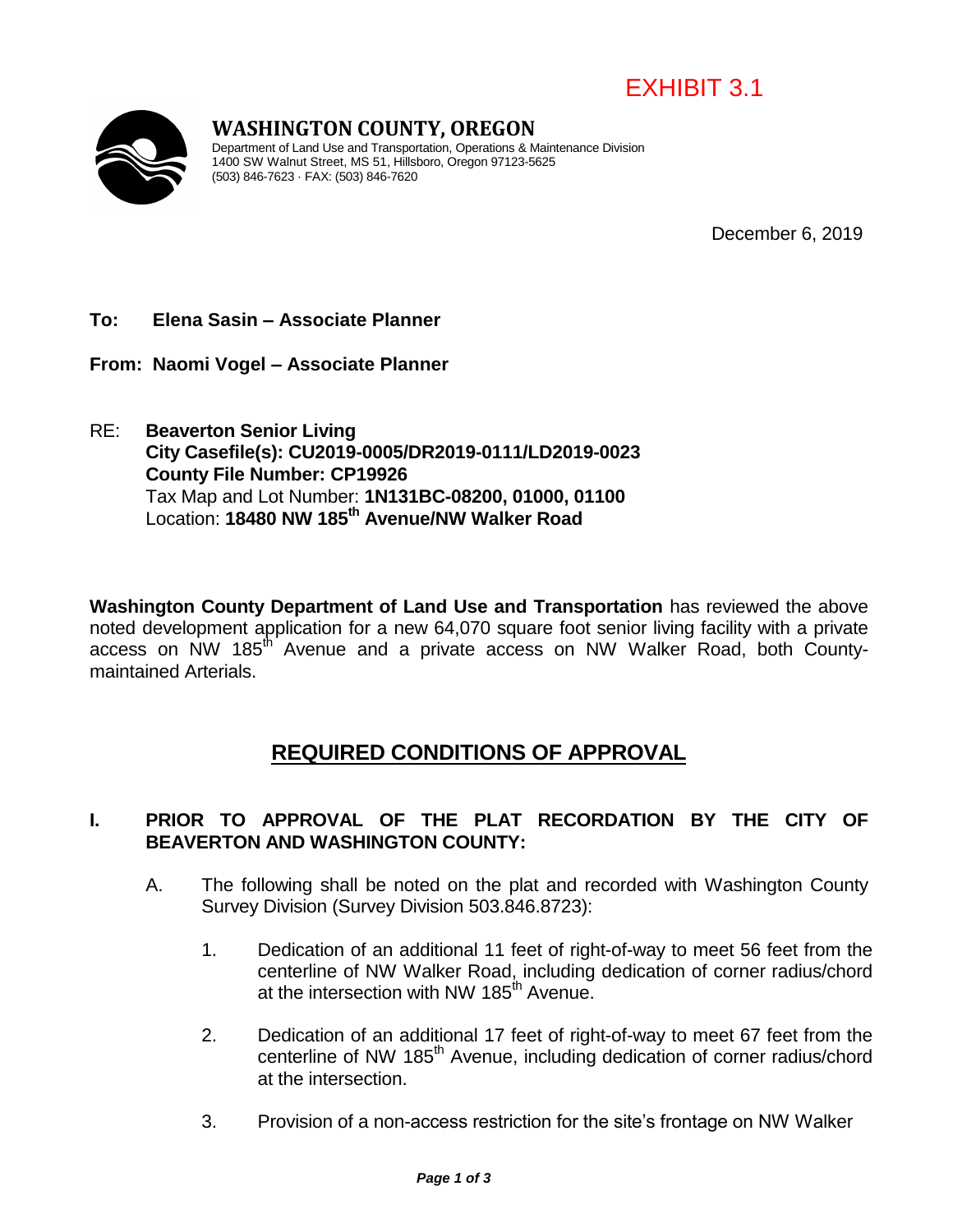EXHIBIT 3.1

**WASHINGTON COUNTY, OREGON**
Department of Land Use and Transportation, Operations & Maintenance Division
1400 SW Walnut Street, MS 51, Hillsboro, Oregon 97123-5625
(503) 846-7623 · FAX: (503) 846-7620

December 6, 2019

**To: Elena Sasin – Associate Planner**

**From: Naomi Vogel – Associate Planner**

RE: **Beaverton Senior Living**
**City Casefile(s): CU2019-0005/DR2019-0111/LD2019-0023**
**County File Number: CP19926**
Tax Map and Lot Number: **1N131BC-08200, 01000, 01100**
Location: **18480 NW 185th Avenue/NW Walker Road**

**Washington County Department of Land Use and Transportation** has reviewed the above noted development application for a new 64,070 square foot senior living facility with a private access on NW 185th Avenue and a private access on NW Walker Road, both County-maintained Arterials.

## REQUIRED CONDITIONS OF APPROVAL

### I. PRIOR TO APPROVAL OF THE PLAT RECORDATION BY THE CITY OF BEAVERTON AND WASHINGTON COUNTY:

A. The following shall be noted on the plat and recorded with Washington County Survey Division (Survey Division 503.846.8723):

1. Dedication of an additional 11 feet of right-of-way to meet 56 feet from the centerline of NW Walker Road, including dedication of corner radius/chord at the intersection with NW 185th Avenue.

2. Dedication of an additional 17 feet of right-of-way to meet 67 feet from the centerline of NW 185th Avenue, including dedication of corner radius/chord at the intersection.

3. Provision of a non-access restriction for the site's frontage on NW Walker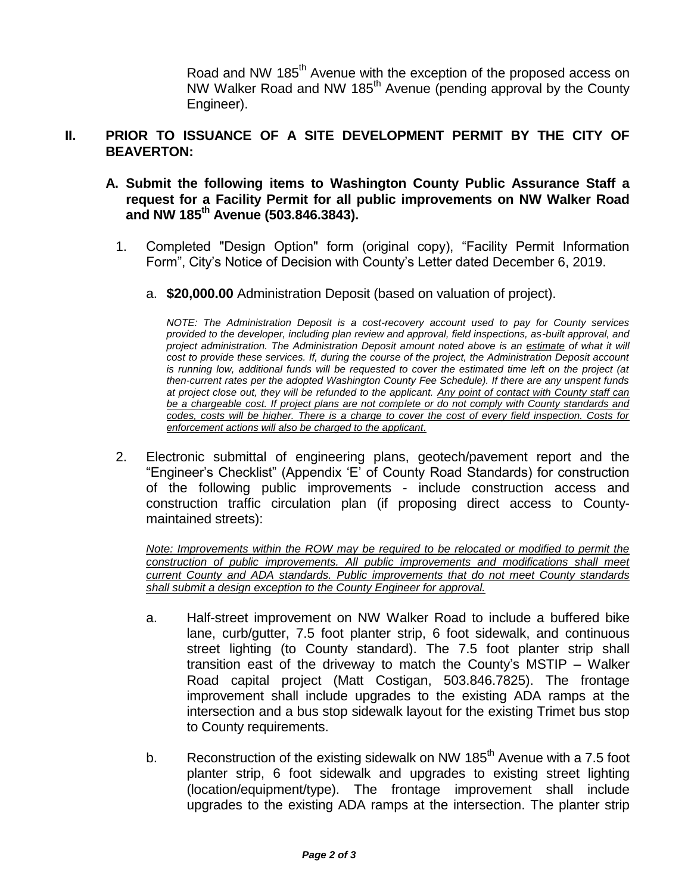Road and NW 185th Avenue with the exception of the proposed access on NW Walker Road and NW 185th Avenue (pending approval by the County Engineer).

## II. PRIOR TO ISSUANCE OF A SITE DEVELOPMENT PERMIT BY THE CITY OF BEAVERTON:

### A. Submit the following items to Washington County Public Assurance Staff a request for a Facility Permit for all public improvements on NW Walker Road and NW 185th Avenue (503.846.3843).

1. Completed "Design Option" form (original copy), "Facility Permit Information Form", City's Notice of Decision with County's Letter dated December 6, 2019.

   a. **$20,000.00** Administration Deposit (based on valuation of project).

   *NOTE: The Administration Deposit is a cost-recovery account used to pay for County services provided to the developer, including plan review and approval, field inspections, as-built approval, and project administration. The Administration Deposit amount noted above is an estimate of what it will cost to provide these services. If, during the course of the project, the Administration Deposit account is running low, additional funds will be requested to cover the estimated time left on the project (at then-current rates per the adopted Washington County Fee Schedule). If there are any unspent funds at project close out, they will be refunded to the applicant. Any point of contact with County staff can be a chargeable cost. If project plans are not complete or do not comply with County standards and codes, costs will be higher. There is a charge to cover the cost of every field inspection. Costs for enforcement actions will also be charged to the applicant.*

2. Electronic submittal of engineering plans, geotech/pavement report and the "Engineer's Checklist" (Appendix 'E' of County Road Standards) for construction of the following public improvements - include construction access and construction traffic circulation plan (if proposing direct access to County-maintained streets):

   *Note: Improvements within the ROW may be required to be relocated or modified to permit the construction of public improvements. All public improvements and modifications shall meet current County and ADA standards. Public improvements that do not meet County standards shall submit a design exception to the County Engineer for approval.*

   a. Half-street improvement on NW Walker Road to include a buffered bike lane, curb/gutter, 7.5 foot planter strip, 6 foot sidewalk, and continuous street lighting (to County standard). The 7.5 foot planter strip shall transition east of the driveway to match the County's MSTIP – Walker Road capital project (Matt Costigan, 503.846.7825). The frontage improvement shall include upgrades to the existing ADA ramps at the intersection and a bus stop sidewalk layout for the existing Trimet bus stop to County requirements.

   b. Reconstruction of the existing sidewalk on NW 185th Avenue with a 7.5 foot planter strip, 6 foot sidewalk and upgrades to existing street lighting (location/equipment/type). The frontage improvement shall include upgrades to the existing ADA ramps at the intersection. The planter strip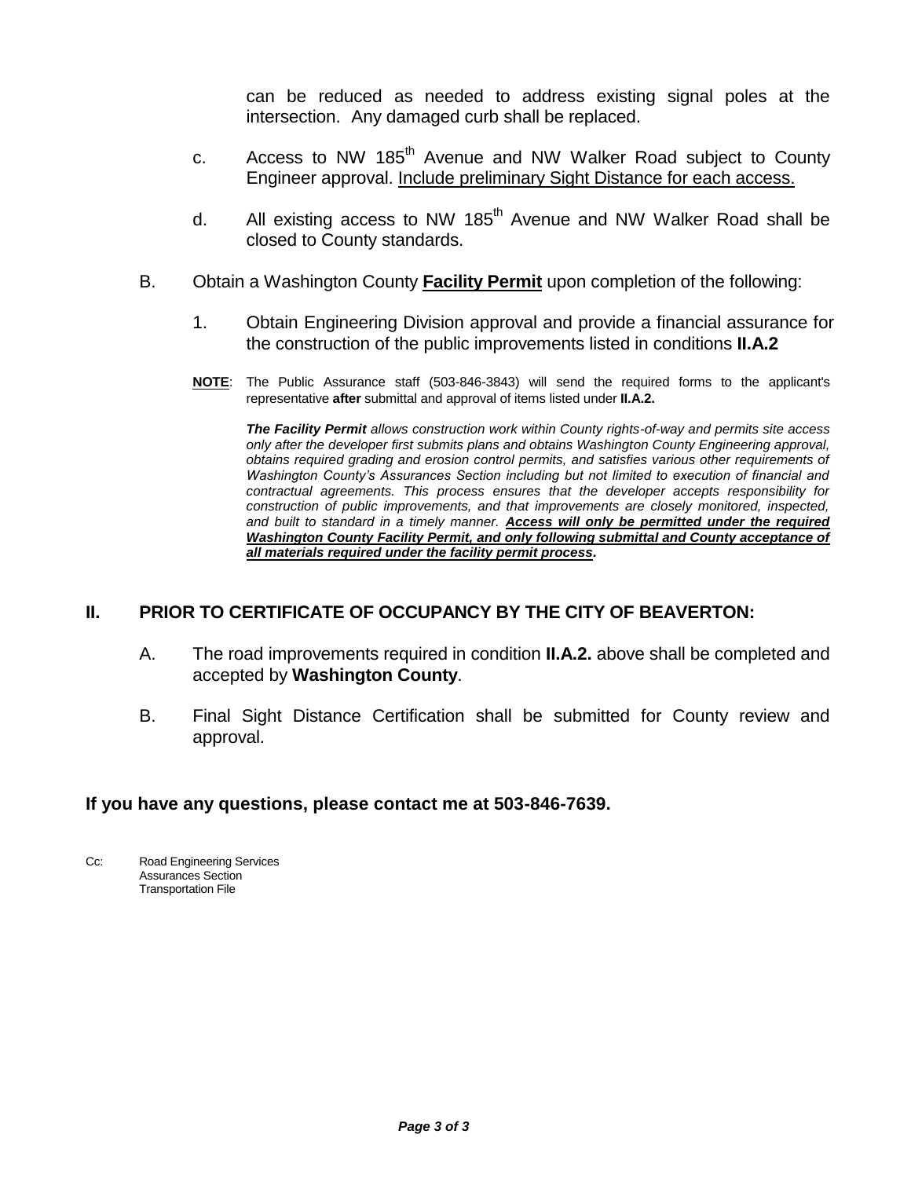can be reduced as needed to address existing signal poles at the intersection. Any damaged curb shall be replaced.

c. Access to NW 185th Avenue and NW Walker Road subject to County Engineer approval. <u>Include preliminary Sight Distance for each access.</u>

d. All existing access to NW 185th Avenue and NW Walker Road shall be closed to County standards.

B. Obtain a Washington County **<u>Facility Permit</u>** upon completion of the following:

1. Obtain Engineering Division approval and provide a financial assurance for the construction of the public improvements listed in conditions **II.A.2**

**<u>NOTE</u>**: The Public Assurance staff (503-846-3843) will send the required forms to the applicant's representative **after** submittal and approval of items listed under **II.A.2.**

***The Facility Permit*** *allows construction work within County rights-of-way and permits site access only after the developer first submits plans and obtains Washington County Engineering approval, obtains required grading and erosion control permits, and satisfies various other requirements of Washington County's Assurances Section including but not limited to execution of financial and contractual agreements. This process ensures that the developer accepts responsibility for construction of public improvements, and that improvements are closely monitored, inspected, and built to standard in a timely manner.* ***<u>Access will only be permitted under the required Washington County Facility Permit, and only following submittal and County acceptance of all materials required under the facility permit process</u>.***

## II. PRIOR TO CERTIFICATE OF OCCUPANCY BY THE CITY OF BEAVERTON:

A. The road improvements required in condition **II.A.2.** above shall be completed and accepted by **Washington County**.

B. Final Sight Distance Certification shall be submitted for County review and approval.

**If you have any questions, please contact me at 503-846-7639.**

Cc: Road Engineering Services
Assurances Section
Transportation File